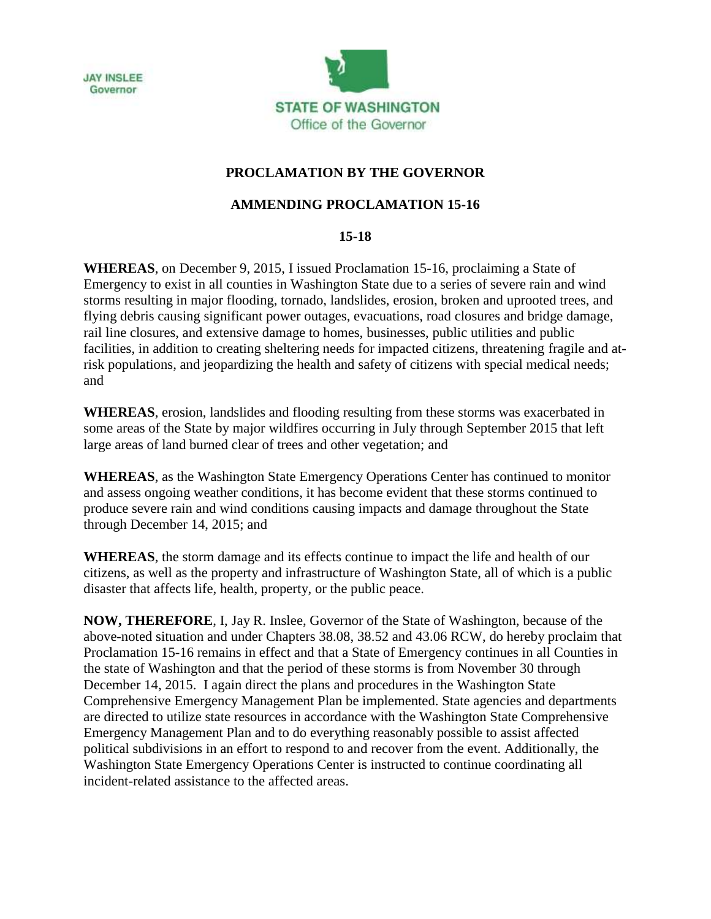JAY INSLEE
Governor

STATE OF WASHINGTON
Office of the Governor

# PROCLAMATION BY THE GOVERNOR

## AMMENDING PROCLAMATION 15-16

## 15-18

**WHEREAS**, on December 9, 2015, I issued Proclamation 15-16, proclaiming a State of Emergency to exist in all counties in Washington State due to a series of severe rain and wind storms resulting in major flooding, tornado, landslides, erosion, broken and uprooted trees, and flying debris causing significant power outages, evacuations, road closures and bridge damage, rail line closures, and extensive damage to homes, businesses, public utilities and public facilities, in addition to creating sheltering needs for impacted citizens, threatening fragile and at-risk populations, and jeopardizing the health and safety of citizens with special medical needs; and

**WHEREAS**, erosion, landslides and flooding resulting from these storms was exacerbated in some areas of the State by major wildfires occurring in July through September 2015 that left large areas of land burned clear of trees and other vegetation; and

**WHEREAS**, as the Washington State Emergency Operations Center has continued to monitor and assess ongoing weather conditions, it has become evident that these storms continued to produce severe rain and wind conditions causing impacts and damage throughout the State through December 14, 2015; and

**WHEREAS**, the storm damage and its effects continue to impact the life and health of our citizens, as well as the property and infrastructure of Washington State, all of which is a public disaster that affects life, health, property, or the public peace.

**NOW, THEREFORE**, I, Jay R. Inslee, Governor of the State of Washington, because of the above-noted situation and under Chapters 38.08, 38.52 and 43.06 RCW, do hereby proclaim that Proclamation 15-16 remains in effect and that a State of Emergency continues in all Counties in the state of Washington and that the period of these storms is from November 30 through December 14, 2015. I again direct the plans and procedures in the Washington State Comprehensive Emergency Management Plan be implemented. State agencies and departments are directed to utilize state resources in accordance with the Washington State Comprehensive Emergency Management Plan and to do everything reasonably possible to assist affected political subdivisions in an effort to respond to and recover from the event. Additionally, the Washington State Emergency Operations Center is instructed to continue coordinating all incident-related assistance to the affected areas.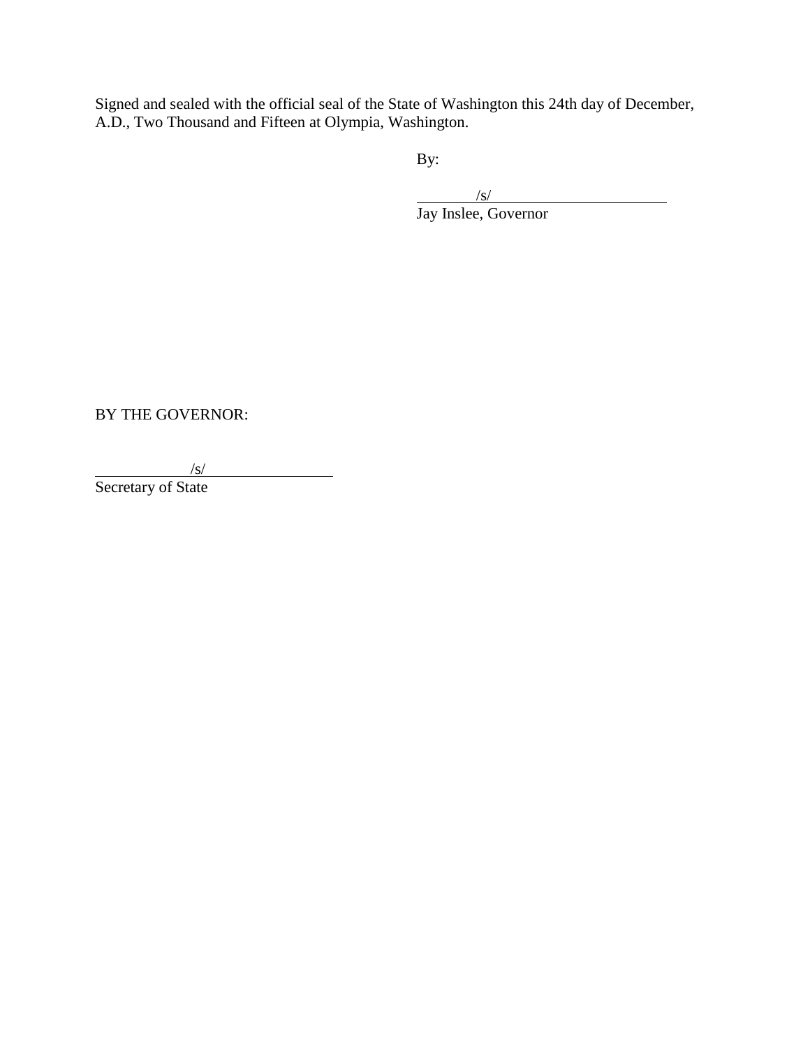Signed and sealed with the official seal of the State of Washington this 24th day of December, A.D., Two Thousand and Fifteen at Olympia, Washington.

By:

/s/

Jay Inslee, Governor

BY THE GOVERNOR:

/s/

Secretary of State